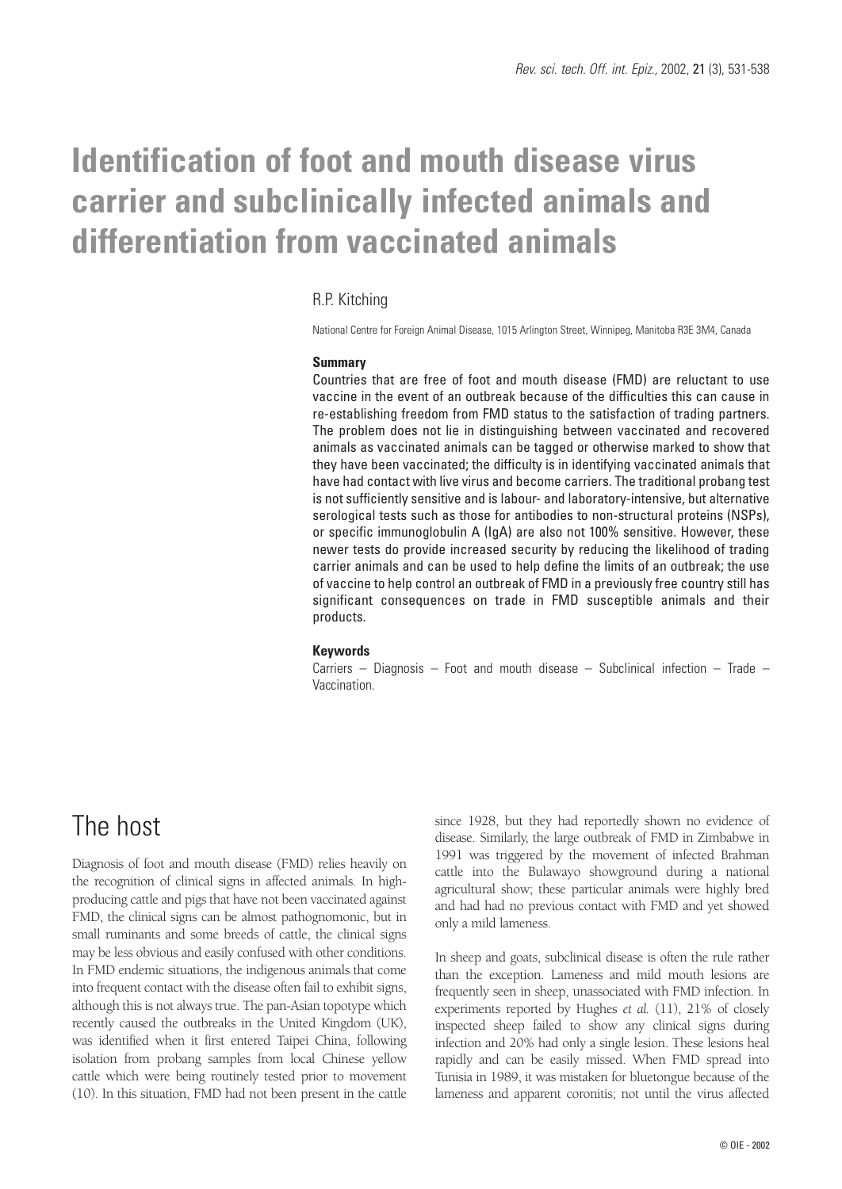# Identification of foot and mouth disease virus carrier and subclinically infected animals and differentiation from vaccinated animals

R.P. Kitching

National Centre for Foreign Animal Disease, 1015 Arlington Street, Winnipeg, Manitoba R3E 3M4, Canada

**Summary**

Countries that are free of foot and mouth disease (FMD) are reluctant to use vaccine in the event of an outbreak because of the difficulties this can cause in re-establishing freedom from FMD status to the satisfaction of trading partners. The problem does not lie in distinguishing between vaccinated and recovered animals as vaccinated animals can be tagged or otherwise marked to show that they have been vaccinated; the difficulty is in identifying vaccinated animals that have had contact with live virus and become carriers. The traditional probang test is not sufficiently sensitive and is labour- and laboratory-intensive, but alternative serological tests such as those for antibodies to non-structural proteins (NSPs), or specific immunoglobulin A (IgA) are also not 100% sensitive. However, these newer tests do provide increased security by reducing the likelihood of trading carrier animals and can be used to help define the limits of an outbreak; the use of vaccine to help control an outbreak of FMD in a previously free country still has significant consequences on trade in FMD susceptible animals and their products.

**Keywords**

Carriers – Diagnosis – Foot and mouth disease – Subclinical infection – Trade – Vaccination.

## The host

Diagnosis of foot and mouth disease (FMD) relies heavily on the recognition of clinical signs in affected animals. In high-producing cattle and pigs that have not been vaccinated against FMD, the clinical signs can be almost pathognomonic, but in small ruminants and some breeds of cattle, the clinical signs may be less obvious and easily confused with other conditions. In FMD endemic situations, the indigenous animals that come into frequent contact with the disease often fail to exhibit signs, although this is not always true. The pan-Asian topotype which recently caused the outbreaks in the United Kingdom (UK), was identified when it first entered Taipei China, following isolation from probang samples from local Chinese yellow cattle which were being routinely tested prior to movement (10). In this situation, FMD had not been present in the cattle since 1928, but they had reportedly shown no evidence of disease. Similarly, the large outbreak of FMD in Zimbabwe in 1991 was triggered by the movement of infected Brahman cattle into the Bulawayo showground during a national agricultural show; these particular animals were highly bred and had had no previous contact with FMD and yet showed only a mild lameness.

In sheep and goats, subclinical disease is often the rule rather than the exception. Lameness and mild mouth lesions are frequently seen in sheep, unassociated with FMD infection. In experiments reported by Hughes *et al.* (11), 21% of closely inspected sheep failed to show any clinical signs during infection and 20% had only a single lesion. These lesions heal rapidly and can be easily missed. When FMD spread into Tunisia in 1989, it was mistaken for bluetongue because of the lameness and apparent coronitis; not until the virus affected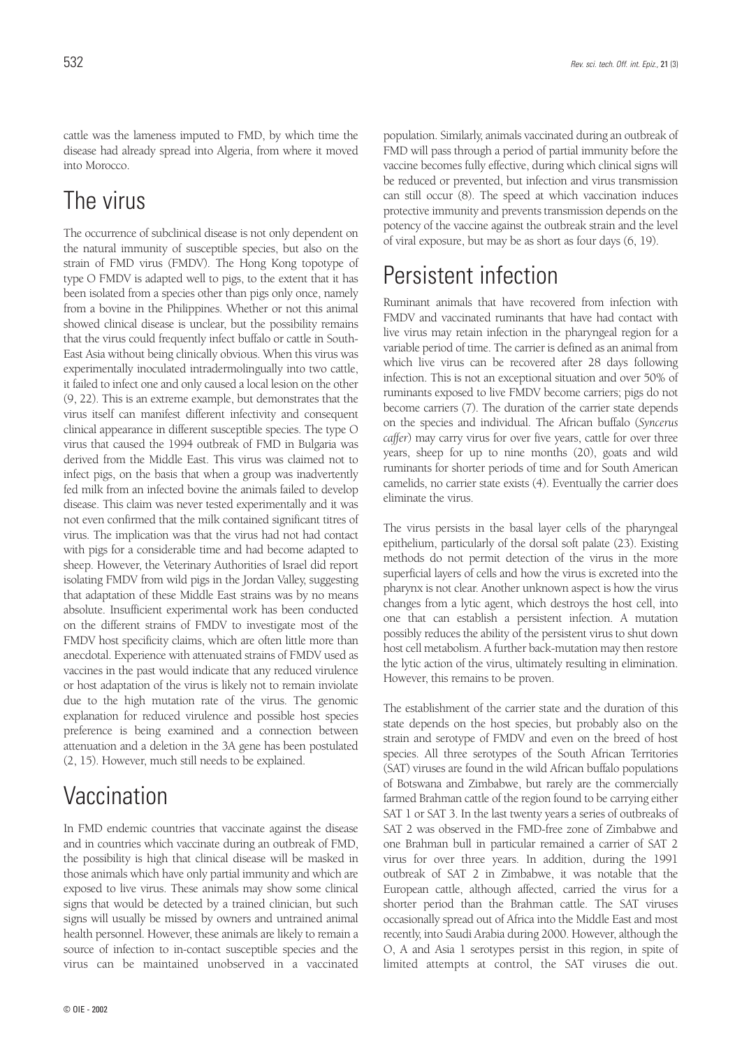cattle was the lameness imputed to FMD, by which time the disease had already spread into Algeria, from where it moved into Morocco.

## The virus

The occurrence of subclinical disease is not only dependent on the natural immunity of susceptible species, but also on the strain of FMD virus (FMDV). The Hong Kong topotype of type O FMDV is adapted well to pigs, to the extent that it has been isolated from a species other than pigs only once, namely from a bovine in the Philippines. Whether or not this animal showed clinical disease is unclear, but the possibility remains that the virus could frequently infect buffalo or cattle in South-East Asia without being clinically obvious. When this virus was experimentally inoculated intradermolingually into two cattle, it failed to infect one and only caused a local lesion on the other (9, 22). This is an extreme example, but demonstrates that the virus itself can manifest different infectivity and consequent clinical appearance in different susceptible species. The type O virus that caused the 1994 outbreak of FMD in Bulgaria was derived from the Middle East. This virus was claimed not to infect pigs, on the basis that when a group was inadvertently fed milk from an infected bovine the animals failed to develop disease. This claim was never tested experimentally and it was not even confirmed that the milk contained significant titres of virus. The implication was that the virus had not had contact with pigs for a considerable time and had become adapted to sheep. However, the Veterinary Authorities of Israel did report isolating FMDV from wild pigs in the Jordan Valley, suggesting that adaptation of these Middle East strains was by no means absolute. Insufficient experimental work has been conducted on the different strains of FMDV to investigate most of the FMDV host specificity claims, which are often little more than anecdotal. Experience with attenuated strains of FMDV used as vaccines in the past would indicate that any reduced virulence or host adaptation of the virus is likely not to remain inviolate due to the high mutation rate of the virus. The genomic explanation for reduced virulence and possible host species preference is being examined and a connection between attenuation and a deletion in the 3A gene has been postulated (2, 15). However, much still needs to be explained.

## Vaccination

In FMD endemic countries that vaccinate against the disease and in countries which vaccinate during an outbreak of FMD, the possibility is high that clinical disease will be masked in those animals which have only partial immunity and which are exposed to live virus. These animals may show some clinical signs that would be detected by a trained clinician, but such signs will usually be missed by owners and untrained animal health personnel. However, these animals are likely to remain a source of infection to in-contact susceptible species and the virus can be maintained unobserved in a vaccinated population. Similarly, animals vaccinated during an outbreak of FMD will pass through a period of partial immunity before the vaccine becomes fully effective, during which clinical signs will be reduced or prevented, but infection and virus transmission can still occur (8). The speed at which vaccination induces protective immunity and prevents transmission depends on the potency of the vaccine against the outbreak strain and the level of viral exposure, but may be as short as four days (6, 19).

## Persistent infection

Ruminant animals that have recovered from infection with FMDV and vaccinated ruminants that have had contact with live virus may retain infection in the pharyngeal region for a variable period of time. The carrier is defined as an animal from which live virus can be recovered after 28 days following infection. This is not an exceptional situation and over 50% of ruminants exposed to live FMDV become carriers; pigs do not become carriers (7). The duration of the carrier state depends on the species and individual. The African buffalo (*Syncerus caffer*) may carry virus for over five years, cattle for over three years, sheep for up to nine months (20), goats and wild ruminants for shorter periods of time and for South American camelids, no carrier state exists (4). Eventually the carrier does eliminate the virus.

The virus persists in the basal layer cells of the pharyngeal epithelium, particularly of the dorsal soft palate (23). Existing methods do not permit detection of the virus in the more superficial layers of cells and how the virus is excreted into the pharynx is not clear. Another unknown aspect is how the virus changes from a lytic agent, which destroys the host cell, into one that can establish a persistent infection. A mutation possibly reduces the ability of the persistent virus to shut down host cell metabolism. A further back-mutation may then restore the lytic action of the virus, ultimately resulting in elimination. However, this remains to be proven.

The establishment of the carrier state and the duration of this state depends on the host species, but probably also on the strain and serotype of FMDV and even on the breed of host species. All three serotypes of the South African Territories (SAT) viruses are found in the wild African buffalo populations of Botswana and Zimbabwe, but rarely are the commercially farmed Brahman cattle of the region found to be carrying either SAT 1 or SAT 3. In the last twenty years a series of outbreaks of SAT 2 was observed in the FMD-free zone of Zimbabwe and one Brahman bull in particular remained a carrier of SAT 2 virus for over three years. In addition, during the 1991 outbreak of SAT 2 in Zimbabwe, it was notable that the European cattle, although affected, carried the virus for a shorter period than the Brahman cattle. The SAT viruses occasionally spread out of Africa into the Middle East and most recently, into Saudi Arabia during 2000. However, although the O, A and Asia 1 serotypes persist in this region, in spite of limited attempts at control, the SAT viruses die out.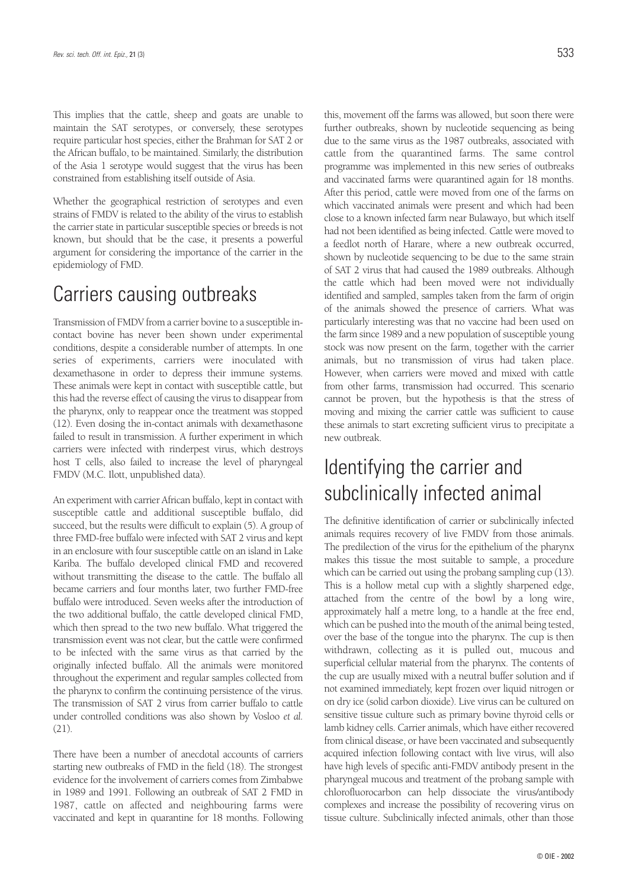This implies that the cattle, sheep and goats are unable to maintain the SAT serotypes, or conversely, these serotypes require particular host species, either the Brahman for SAT 2 or the African buffalo, to be maintained. Similarly, the distribution of the Asia 1 serotype would suggest that the virus has been constrained from establishing itself outside of Asia.

Whether the geographical restriction of serotypes and even strains of FMDV is related to the ability of the virus to establish the carrier state in particular susceptible species or breeds is not known, but should that be the case, it presents a powerful argument for considering the importance of the carrier in the epidemiology of FMD.

# Carriers causing outbreaks

Transmission of FMDV from a carrier bovine to a susceptible in-contact bovine has never been shown under experimental conditions, despite a considerable number of attempts. In one series of experiments, carriers were inoculated with dexamethasone in order to depress their immune systems. These animals were kept in contact with susceptible cattle, but this had the reverse effect of causing the virus to disappear from the pharynx, only to reappear once the treatment was stopped (12). Even dosing the in-contact animals with dexamethasone failed to result in transmission. A further experiment in which carriers were infected with rinderpest virus, which destroys host T cells, also failed to increase the level of pharyngeal FMDV (M.C. Ilott, unpublished data).

An experiment with carrier African buffalo, kept in contact with susceptible cattle and additional susceptible buffalo, did succeed, but the results were difficult to explain (5). A group of three FMD-free buffalo were infected with SAT 2 virus and kept in an enclosure with four susceptible cattle on an island in Lake Kariba. The buffalo developed clinical FMD and recovered without transmitting the disease to the cattle. The buffalo all became carriers and four months later, two further FMD-free buffalo were introduced. Seven weeks after the introduction of the two additional buffalo, the cattle developed clinical FMD, which then spread to the two new buffalo. What triggered the transmission event was not clear, but the cattle were confirmed to be infected with the same virus as that carried by the originally infected buffalo. All the animals were monitored throughout the experiment and regular samples collected from the pharynx to confirm the continuing persistence of the virus. The transmission of SAT 2 virus from carrier buffalo to cattle under controlled conditions was also shown by Vosloo *et al.* (21).

There have been a number of anecdotal accounts of carriers starting new outbreaks of FMD in the field (18). The strongest evidence for the involvement of carriers comes from Zimbabwe in 1989 and 1991. Following an outbreak of SAT 2 FMD in 1987, cattle on affected and neighbouring farms were vaccinated and kept in quarantine for 18 months. Following this, movement off the farms was allowed, but soon there were further outbreaks, shown by nucleotide sequencing as being due to the same virus as the 1987 outbreaks, associated with cattle from the quarantined farms. The same control programme was implemented in this new series of outbreaks and vaccinated farms were quarantined again for 18 months. After this period, cattle were moved from one of the farms on which vaccinated animals were present and which had been close to a known infected farm near Bulawayo, but which itself had not been identified as being infected. Cattle were moved to a feedlot north of Harare, where a new outbreak occurred, shown by nucleotide sequencing to be due to the same strain of SAT 2 virus that had caused the 1989 outbreaks. Although the cattle which had been moved were not individually identified and sampled, samples taken from the farm of origin of the animals showed the presence of carriers. What was particularly interesting was that no vaccine had been used on the farm since 1989 and a new population of susceptible young stock was now present on the farm, together with the carrier animals, but no transmission of virus had taken place. However, when carriers were moved and mixed with cattle from other farms, transmission had occurred. This scenario cannot be proven, but the hypothesis is that the stress of moving and mixing the carrier cattle was sufficient to cause these animals to start excreting sufficient virus to precipitate a new outbreak.

# Identifying the carrier and subclinically infected animal

The definitive identification of carrier or subclinically infected animals requires recovery of live FMDV from those animals. The predilection of the virus for the epithelium of the pharynx makes this tissue the most suitable to sample, a procedure which can be carried out using the probang sampling cup (13). This is a hollow metal cup with a slightly sharpened edge, attached from the centre of the bowl by a long wire, approximately half a metre long, to a handle at the free end, which can be pushed into the mouth of the animal being tested, over the base of the tongue into the pharynx. The cup is then withdrawn, collecting as it is pulled out, mucous and superficial cellular material from the pharynx. The contents of the cup are usually mixed with a neutral buffer solution and if not examined immediately, kept frozen over liquid nitrogen or on dry ice (solid carbon dioxide). Live virus can be cultured on sensitive tissue culture such as primary bovine thyroid cells or lamb kidney cells. Carrier animals, which have either recovered from clinical disease, or have been vaccinated and subsequently acquired infection following contact with live virus, will also have high levels of specific anti-FMDV antibody present in the pharyngeal mucous and treatment of the probang sample with chlorofluorocarbon can help dissociate the virus/antibody complexes and increase the possibility of recovering virus on tissue culture. Subclinically infected animals, other than those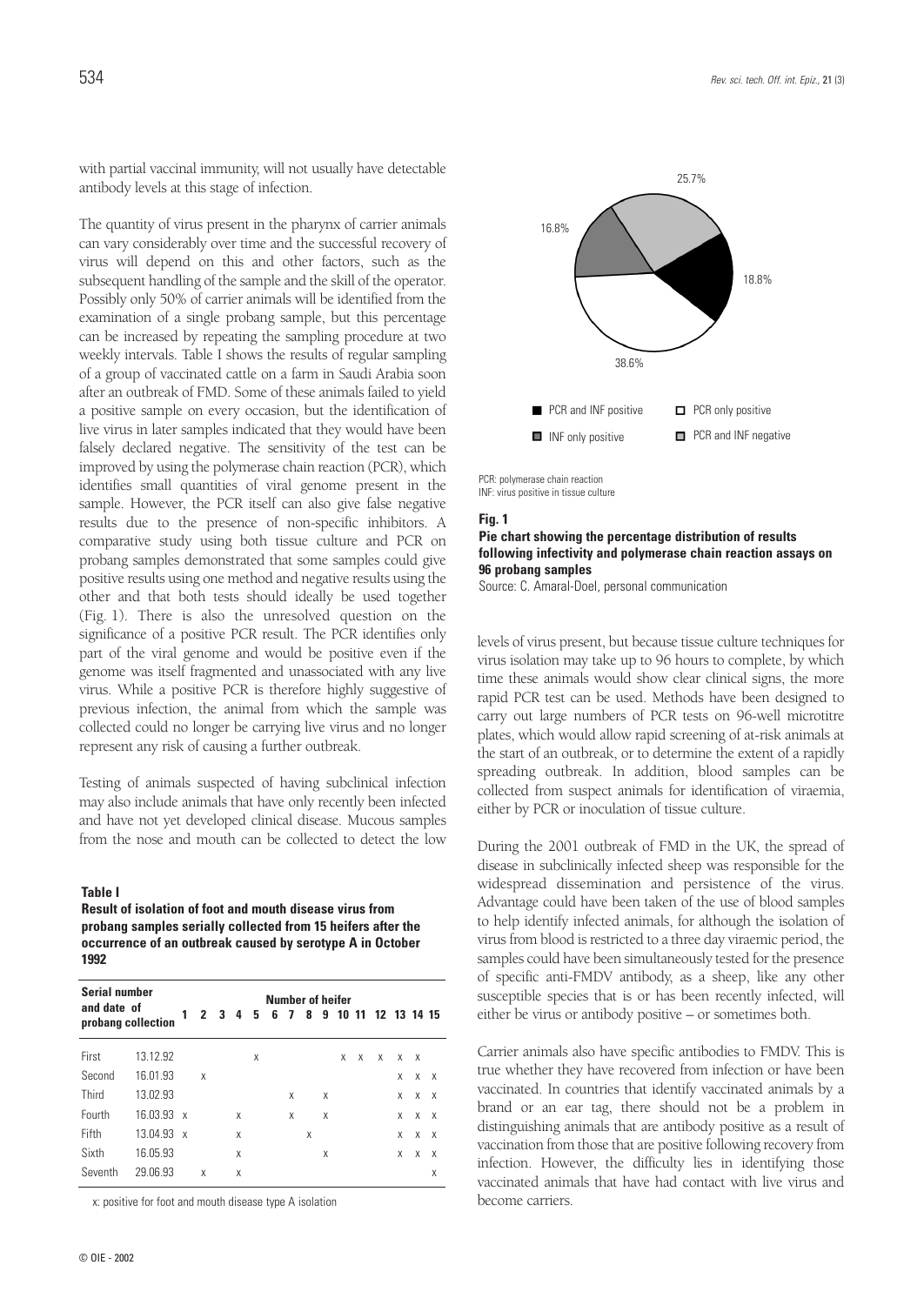with partial vaccinal immunity, will not usually have detectable antibody levels at this stage of infection.

The quantity of virus present in the pharynx of carrier animals can vary considerably over time and the successful recovery of virus will depend on this and other factors, such as the subsequent handling of the sample and the skill of the operator. Possibly only 50% of carrier animals will be identified from the examination of a single probang sample, but this percentage can be increased by repeating the sampling procedure at two weekly intervals. Table I shows the results of regular sampling of a group of vaccinated cattle on a farm in Saudi Arabia soon after an outbreak of FMD. Some of these animals failed to yield a positive sample on every occasion, but the identification of live virus in later samples indicated that they would have been falsely declared negative. The sensitivity of the test can be improved by using the polymerase chain reaction (PCR), which identifies small quantities of viral genome present in the sample. However, the PCR itself can also give false negative results due to the presence of non-specific inhibitors. A comparative study using both tissue culture and PCR on probang samples demonstrated that some samples could give positive results using one method and negative results using the other and that both tests should ideally be used together (Fig. 1). There is also the unresolved question on the significance of a positive PCR result. The PCR identifies only part of the viral genome and would be positive even if the genome was itself fragmented and unassociated with any live virus. While a positive PCR is therefore highly suggestive of previous infection, the animal from which the sample was collected could no longer be carrying live virus and no longer represent any risk of causing a further outbreak.

Testing of animals suspected of having subclinical infection may also include animals that have only recently been infected and have not yet developed clinical disease. Mucous samples from the nose and mouth can be collected to detect the low levels of virus present, but because tissue culture techniques for virus isolation may take up to 96 hours to complete, by which time these animals would show clear clinical signs, the more rapid PCR test can be used. Methods have been designed to carry out large numbers of PCR tests on 96-well microtitre plates, which would allow rapid screening of at-risk animals at the start of an outbreak, or to determine the extent of a rapidly spreading outbreak. In addition, blood samples can be collected from suspect animals for identification of viraemia, either by PCR or inoculation of tissue culture.

**Table I**
**Result of isolation of foot and mouth disease virus from probang samples serially collected from 15 heifers after the occurrence of an outbreak caused by serotype A in October 1992**

| Serial number and date of probang collection | | Number of heifer | | | | | | | | | | | | | | |
|---|---|---|---|---|---|---|---|---|---|---|---|---|---|---|---|---|
| | | 1 | 2 | 3 | 4 | 5 | 6 | 7 | 8 | 9 | 10 | 11 | 12 | 13 | 14 | 15 |
| First | 13.12.92 | | | | | x | | | | | x | x | x | x | x | |
| Second | 16.01.93 | | x | | | | | | | | | | | x | x | x |
| Third | 13.02.93 | | | | | | | x | | x | | | | x | x | x |
| Fourth | 16.03.93 | x | | | x | | | x | | x | | | | x | x | x |
| Fifth | 13.04.93 | x | | | x | | | | x | | | | | x | x | x |
| Sixth | 16.05.93 | | | | x | | | | | x | | | | x | x | x |
| Seventh | 29.06.93 | | x | | x | | | | | | | | | | | x |

x: positive for foot and mouth disease type A isolation

PCR: polymerase chain reaction
INF: virus positive in tissue culture

**Fig. 1**
**Pie chart showing the percentage distribution of results following infectivity and polymerase chain reaction assays on 96 probang samples**
Source: C. Amaral-Doel, personal communication

During the 2001 outbreak of FMD in the UK, the spread of disease in subclinically infected sheep was responsible for the widespread dissemination and persistence of the virus. Advantage could have been taken of the use of blood samples to help identify infected animals, for although the isolation of virus from blood is restricted to a three day viraemic period, the samples could have been simultaneously tested for the presence of specific anti-FMDV antibody, as a sheep, like any other susceptible species that is or has been recently infected, will either be virus or antibody positive – or sometimes both.

Carrier animals also have specific antibodies to FMDV. This is true whether they have recovered from infection or have been vaccinated. In countries that identify vaccinated animals by a brand or an ear tag, there should not be a problem in distinguishing animals that are antibody positive as a result of vaccination from those that are positive following recovery from infection. However, the difficulty lies in identifying those vaccinated animals that have had contact with live virus and become carriers.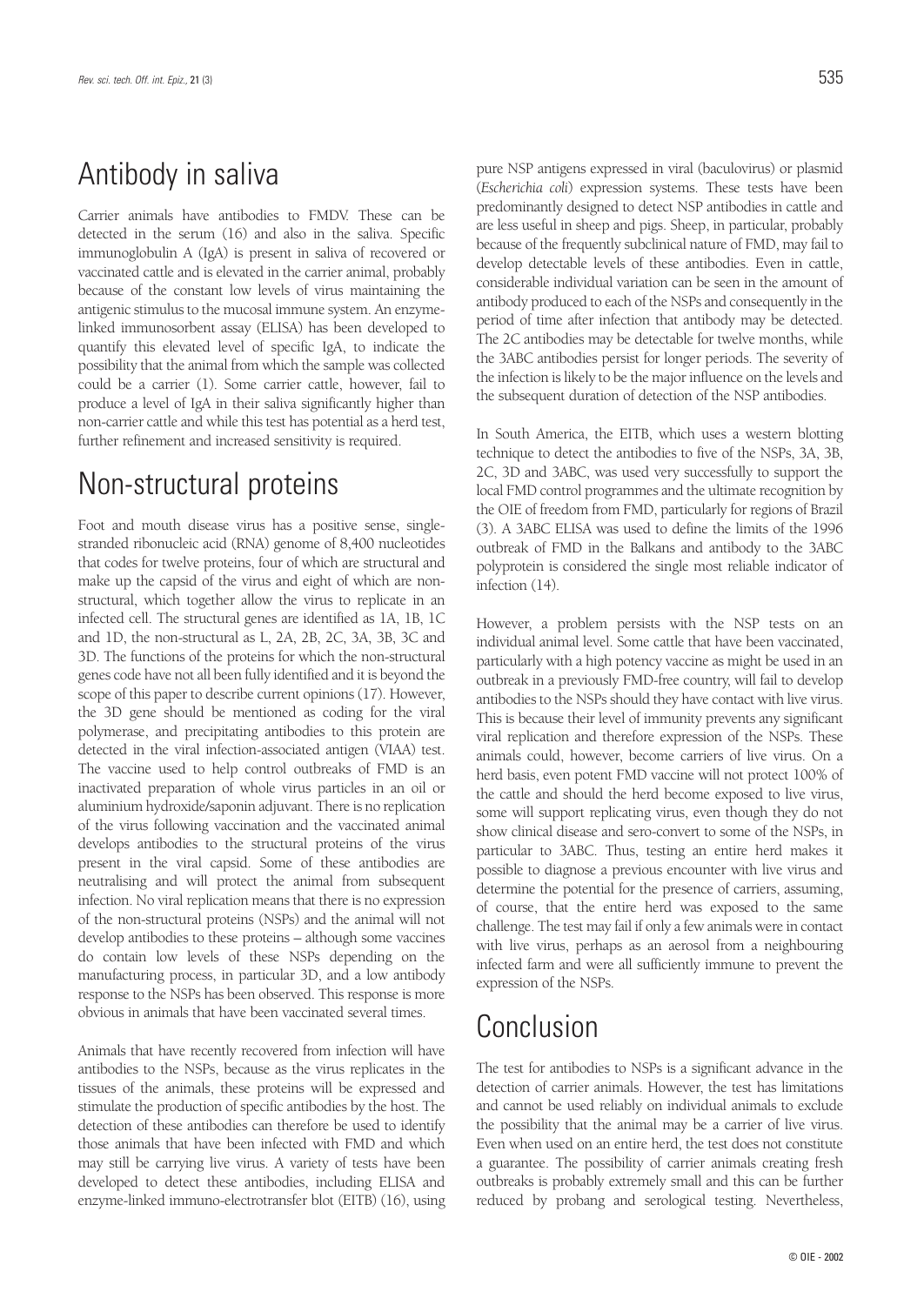## Antibody in saliva

Carrier animals have antibodies to FMDV. These can be detected in the serum (16) and also in the saliva. Specific immunoglobulin A (IgA) is present in saliva of recovered or vaccinated cattle and is elevated in the carrier animal, probably because of the constant low levels of virus maintaining the antigenic stimulus to the mucosal immune system. An enzyme-linked immunosorbent assay (ELISA) has been developed to quantify this elevated level of specific IgA, to indicate the possibility that the animal from which the sample was collected could be a carrier (1). Some carrier cattle, however, fail to produce a level of IgA in their saliva significantly higher than non-carrier cattle and while this test has potential as a herd test, further refinement and increased sensitivity is required.

## Non-structural proteins

Foot and mouth disease virus has a positive sense, single-stranded ribonucleic acid (RNA) genome of 8,400 nucleotides that codes for twelve proteins, four of which are structural and make up the capsid of the virus and eight of which are non-structural, which together allow the virus to replicate in an infected cell. The structural genes are identified as 1A, 1B, 1C and 1D, the non-structural as L, 2A, 2B, 2C, 3A, 3B, 3C and 3D. The functions of the proteins for which the non-structural genes code have not all been fully identified and it is beyond the scope of this paper to describe current opinions (17). However, the 3D gene should be mentioned as coding for the viral polymerase, and precipitating antibodies to this protein are detected in the viral infection-associated antigen (VIAA) test. The vaccine used to help control outbreaks of FMD is an inactivated preparation of whole virus particles in an oil or aluminium hydroxide/saponin adjuvant. There is no replication of the virus following vaccination and the vaccinated animal develops antibodies to the structural proteins of the virus present in the viral capsid. Some of these antibodies are neutralising and will protect the animal from subsequent infection. No viral replication means that there is no expression of the non-structural proteins (NSPs) and the animal will not develop antibodies to these proteins – although some vaccines do contain low levels of these NSPs depending on the manufacturing process, in particular 3D, and a low antibody response to the NSPs has been observed. This response is more obvious in animals that have been vaccinated several times.

Animals that have recently recovered from infection will have antibodies to the NSPs, because as the virus replicates in the tissues of the animals, these proteins will be expressed and stimulate the production of specific antibodies by the host. The detection of these antibodies can therefore be used to identify those animals that have been infected with FMD and which may still be carrying live virus. A variety of tests have been developed to detect these antibodies, including ELISA and enzyme-linked immuno-electrotransfer blot (EITB) (16), using pure NSP antigens expressed in viral (baculovirus) or plasmid (*Escherichia coli*) expression systems. These tests have been predominantly designed to detect NSP antibodies in cattle and are less useful in sheep and pigs. Sheep, in particular, probably because of the frequently subclinical nature of FMD, may fail to develop detectable levels of these antibodies. Even in cattle, considerable individual variation can be seen in the amount of antibody produced to each of the NSPs and consequently in the period of time after infection that antibody may be detected. The 2C antibodies may be detectable for twelve months, while the 3ABC antibodies persist for longer periods. The severity of the infection is likely to be the major influence on the levels and the subsequent duration of detection of the NSP antibodies.

In South America, the EITB, which uses a western blotting technique to detect the antibodies to five of the NSPs, 3A, 3B, 2C, 3D and 3ABC, was used very successfully to support the local FMD control programmes and the ultimate recognition by the OIE of freedom from FMD, particularly for regions of Brazil (3). A 3ABC ELISA was used to define the limits of the 1996 outbreak of FMD in the Balkans and antibody to the 3ABC polyprotein is considered the single most reliable indicator of infection (14).

However, a problem persists with the NSP tests on an individual animal level. Some cattle that have been vaccinated, particularly with a high potency vaccine as might be used in an outbreak in a previously FMD-free country, will fail to develop antibodies to the NSPs should they have contact with live virus. This is because their level of immunity prevents any significant viral replication and therefore expression of the NSPs. These animals could, however, become carriers of live virus. On a herd basis, even potent FMD vaccine will not protect 100% of the cattle and should the herd become exposed to live virus, some will support replicating virus, even though they do not show clinical disease and sero-convert to some of the NSPs, in particular to 3ABC. Thus, testing an entire herd makes it possible to diagnose a previous encounter with live virus and determine the potential for the presence of carriers, assuming, of course, that the entire herd was exposed to the same challenge. The test may fail if only a few animals were in contact with live virus, perhaps as an aerosol from a neighbouring infected farm and were all sufficiently immune to prevent the expression of the NSPs.

## Conclusion

The test for antibodies to NSPs is a significant advance in the detection of carrier animals. However, the test has limitations and cannot be used reliably on individual animals to exclude the possibility that the animal may be a carrier of live virus. Even when used on an entire herd, the test does not constitute a guarantee. The possibility of carrier animals creating fresh outbreaks is probably extremely small and this can be further reduced by probang and serological testing. Nevertheless,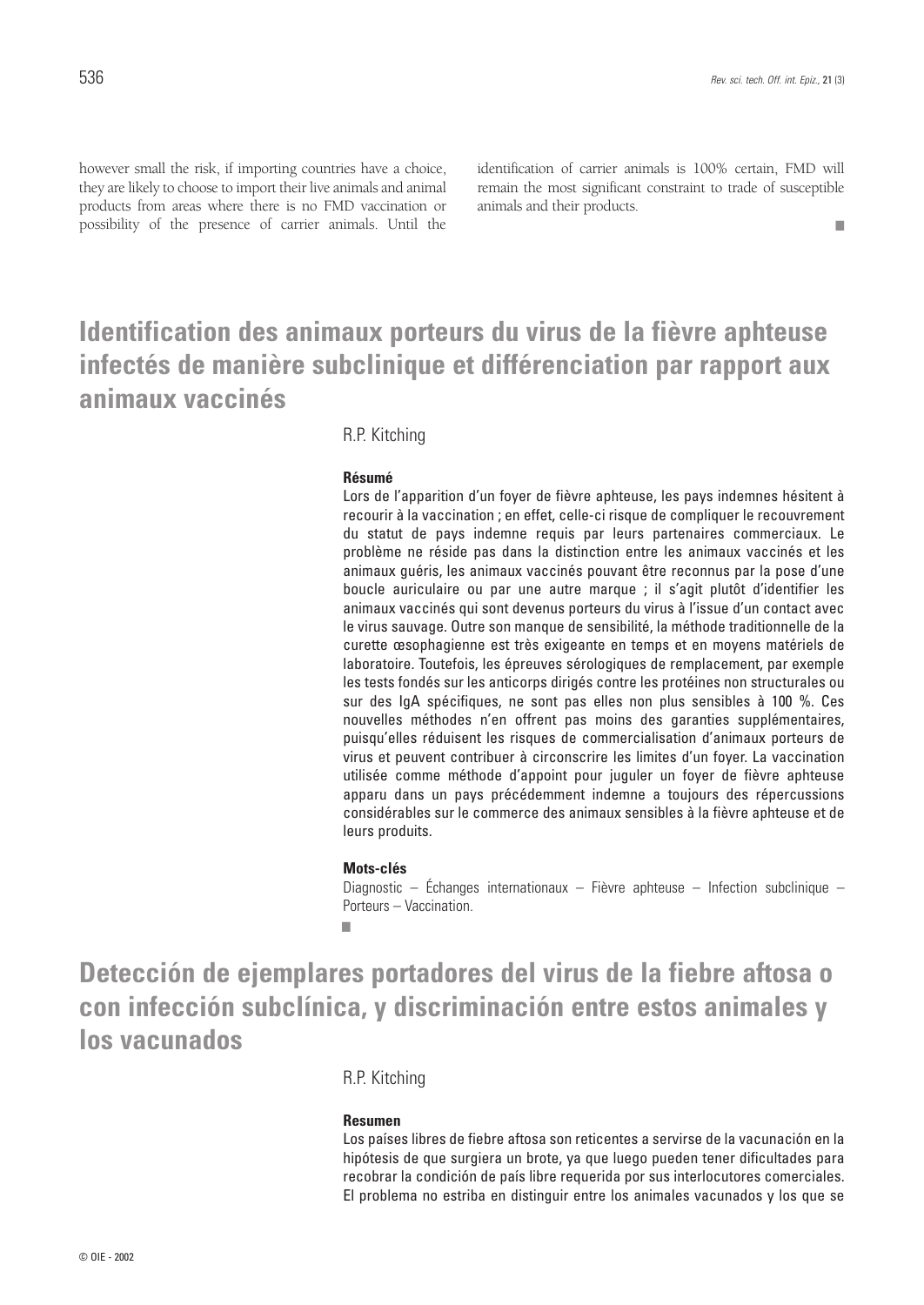however small the risk, if importing countries have a choice, they are likely to choose to import their live animals and animal products from areas where there is no FMD vaccination or possibility of the presence of carrier animals. Until the identification of carrier animals is 100% certain, FMD will remain the most significant constraint to trade of susceptible animals and their products.

■

# Identification des animaux porteurs du virus de la fièvre aphteuse infectés de manière subclinique et différenciation par rapport aux animaux vaccinés

R.P. Kitching

**Résumé**

Lors de l'apparition d'un foyer de fièvre aphteuse, les pays indemnes hésitent à recourir à la vaccination ; en effet, celle-ci risque de compliquer le recouvrement du statut de pays indemne requis par leurs partenaires commerciaux. Le problème ne réside pas dans la distinction entre les animaux vaccinés et les animaux guéris, les animaux vaccinés pouvant être reconnus par la pose d'une boucle auriculaire ou par une autre marque ; il s'agit plutôt d'identifier les animaux vaccinés qui sont devenus porteurs du virus à l'issue d'un contact avec le virus sauvage. Outre son manque de sensibilité, la méthode traditionnelle de la curette œsophagienne est très exigeante en temps et en moyens matériels de laboratoire. Toutefois, les épreuves sérologiques de remplacement, par exemple les tests fondés sur les anticorps dirigés contre les protéines non structurales ou sur des IgA spécifiques, ne sont pas elles non plus sensibles à 100 %. Ces nouvelles méthodes n'en offrent pas moins des garanties supplémentaires, puisqu'elles réduisent les risques de commercialisation d'animaux porteurs de virus et peuvent contribuer à circonscrire les limites d'un foyer. La vaccination utilisée comme méthode d'appoint pour juguler un foyer de fièvre aphteuse apparu dans un pays précédemment indemne a toujours des répercussions considérables sur le commerce des animaux sensibles à la fièvre aphteuse et de leurs produits.

**Mots-clés**

Diagnostic – Échanges internationaux – Fièvre aphteuse – Infection subclinique – Porteurs – Vaccination.

■

# Detección de ejemplares portadores del virus de la fiebre aftosa o con infección subclínica, y discriminación entre estos animales y los vacunados

R.P. Kitching

**Resumen**

Los países libres de fiebre aftosa son reticentes a servirse de la vacunación en la hipótesis de que surgiera un brote, ya que luego pueden tener dificultades para recobrar la condición de país libre requerida por sus interlocutores comerciales. El problema no estriba en distinguir entre los animales vacunados y los que se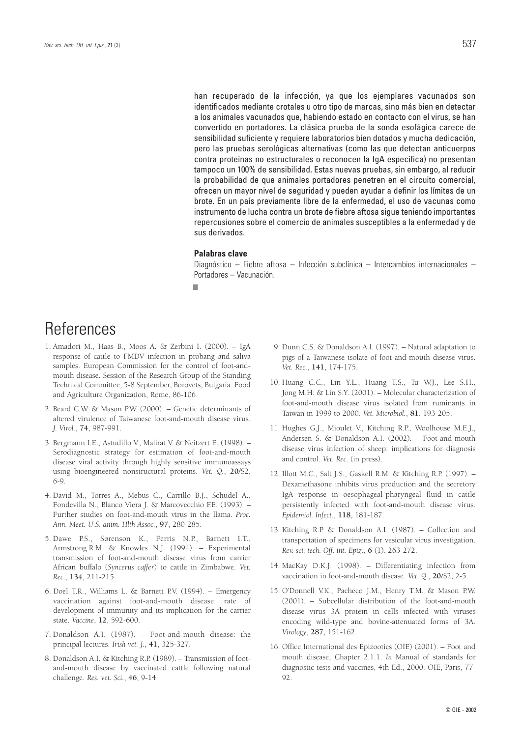han recuperado de la infección, ya que los ejemplares vacunados son identificados mediante crotales u otro tipo de marcas, sino más bien en detectar a los animales vacunados que, habiendo estado en contacto con el virus, se han convertido en portadores. La clásica prueba de la sonda esofágica carece de sensibilidad suficiente y requiere laboratorios bien dotados y mucha dedicación, pero las pruebas serológicas alternativas (como las que detectan anticuerpos contra proteínas no estructurales o reconocen la IgA específica) no presentan tampoco un 100% de sensibilidad. Estas nuevas pruebas, sin embargo, al reducir la probabilidad de que animales portadores penetren en el circuito comercial, ofrecen un mayor nivel de seguridad y pueden ayudar a definir los límites de un brote. En un país previamente libre de la enfermedad, el uso de vacunas como instrumento de lucha contra un brote de fiebre aftosa sigue teniendo importantes repercusiones sobre el comercio de animales susceptibles a la enfermedad y de sus derivados.

**Palabras clave**

Diagnóstico – Fiebre aftosa – Infección subclínica – Intercambios internacionales – Portadores – Vacunación.

# References

1. Amadori M., Haas B., Moos A. & Zerbini I. (2000). – IgA response of cattle to FMDV infection in probang and saliva samples. European Commission for the control of foot-and-mouth disease. Session of the Research Group of the Standing Technical Committee, 5-8 September, Borovets, Bulgaria. Food and Agriculture Organization, Rome, 86-106.
2. Beard C.W. & Mason P.W. (2000). – Genetic determinants of altered virulence of Taiwanese foot-and-mouth disease virus. *J. Virol.*, **74**, 987-991.
3. Bergmann I.E., Astudillo V., Malirat V. & Neitzert E. (1998). – Serodiagnostic strategy for estimation of foot-and-mouth disease viral activity through highly sensitive immunoassays using bioengineered nonstructural proteins. *Vet. Q.*, **20**/S2, 6-9.
4. David M., Torres A., Mebus C., Carrillo B.J., Schudel A., Fondevilla N., Blanco Viera J. & Marcovecchio F.E. (1993). – Further studies on foot-and-mouth virus in the llama. *Proc. Ann. Meet. U.S. anim. Hlth Assoc.*, **97**, 280-285.
5. Dawe P.S., Sørenson K., Ferris N.P., Barnett I.T., Armstrong R.M. & Knowles N.J. (1994). – Experimental transmission of foot-and-mouth disease virus from carrier African buffalo (*Syncerus caffer*) to cattle in Zimbabwe. *Vet. Rec.*, **134**, 211-215.
6. Doel T.R., Williams L. & Barnett P.V. (1994). – Emergency vaccination against foot-and-mouth disease: rate of development of immunity and its implication for the carrier state. *Vaccine*, **12**, 592-600.
7. Donaldson A.I. (1987). – Foot-and-mouth disease: the principal lectures. *Irish vet. J.*, **41**, 325-327.
8. Donaldson A.I. & Kitching R.P. (1989). – Transmission of foot-and-mouth disease by vaccinated cattle following natural challenge. *Res. vet. Sci.*, **46**, 9-14.
9. Dunn C.S. & Donaldson A.I. (1997). – Natural adaptation to pigs of a Taiwanese isolate of foot-and-mouth disease virus. *Vet. Rec.*, **141**, 174-175.
10. Huang C.C., Lin Y.L., Huang T.S., Tu W.J., Lee S.H., Jong M.H. & Lin S.Y. (2001). – Molecular characterization of foot-and-mouth disease virus isolated from ruminants in Taiwan in 1999 to 2000. *Vet. Microbiol.*, **81**, 193-205.
11. Hughes G.J., Mioulet V., Kitching R.P., Woolhouse M.E.J., Andersen S. & Donaldson A.I. (2002). – Foot-and-mouth disease virus infection of sheep: implications for diagnosis and control. *Vet. Rec.* (in press).
12. Illott M.C., Salt J.S., Gaskell R.M. & Kitching R.P. (1997). – Dexamethasone inhibits virus production and the secretory IgA response in oesophageal-pharyngeal fluid in cattle persistently infected with foot-and-mouth disease virus. *Epidemiol. Infect.*, **118**, 181-187.
13. Kitching R.P. & Donaldson A.I. (1987). – Collection and transportation of specimens for vesicular virus investigation. *Rev. sci. tech. Off. int. Epiz.*, **6** (1), 263-272.
14. MacKay D.K.J. (1998). – Differentiating infection from vaccination in foot-and-mouth disease. *Vet. Q.*, **20**/S2, 2-5.
15. O'Donnell V.K., Pacheco J.M., Henry T.M. & Mason P.W. (2001). – Subcellular distribution of the foot-and-mouth disease virus 3A protein in cells infected with viruses encoding wild-type and bovine-attenuated forms of 3A. *Virology*, **287**, 151-162.
16. Office International des Epizooties (OIE) (2001). – Foot and mouth disease, Chapter 2.1.1. *In* Manual of standards for diagnostic tests and vaccines, 4th Ed., 2000. OIE, Paris, 77-92.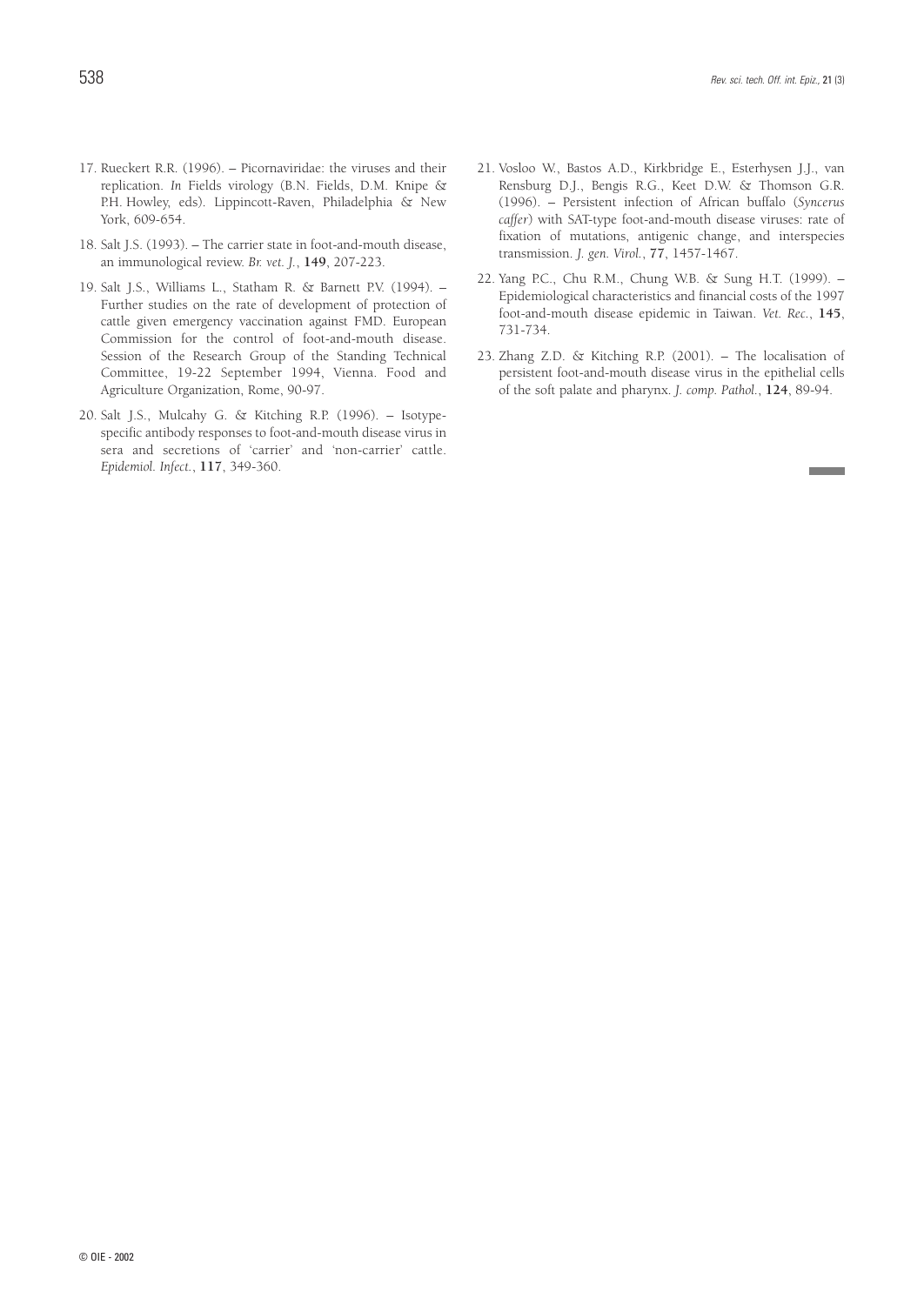17. Rueckert R.R. (1996). – Picornaviridae: the viruses and their replication. *In* Fields virology (B.N. Fields, D.M. Knipe & P.H. Howley, eds). Lippincott-Raven, Philadelphia & New York, 609-654.

18. Salt J.S. (1993). – The carrier state in foot-and-mouth disease, an immunological review. *Br. vet. J.*, **149**, 207-223.

19. Salt J.S., Williams L., Statham R. & Barnett P.V. (1994). – Further studies on the rate of development of protection of cattle given emergency vaccination against FMD. European Commission for the control of foot-and-mouth disease. Session of the Research Group of the Standing Technical Committee, 19-22 September 1994, Vienna. Food and Agriculture Organization, Rome, 90-97.

20. Salt J.S., Mulcahy G. & Kitching R.P. (1996). – Isotype-specific antibody responses to foot-and-mouth disease virus in sera and secretions of 'carrier' and 'non-carrier' cattle. *Epidemiol. Infect.*, **117**, 349-360.

21. Vosloo W., Bastos A.D., Kirkbridge E., Esterhysen J.J., van Rensburg D.J., Bengis R.G., Keet D.W. & Thomson G.R. (1996). – Persistent infection of African buffalo (*Syncerus caffer*) with SAT-type foot-and-mouth disease viruses: rate of fixation of mutations, antigenic change, and interspecies transmission. *J. gen. Virol.*, **77**, 1457-1467.

22. Yang P.C., Chu R.M., Chung W.B. & Sung H.T. (1999). – Epidemiological characteristics and financial costs of the 1997 foot-and-mouth disease epidemic in Taiwan. *Vet. Rec.*, **145**, 731-734.

23. Zhang Z.D. & Kitching R.P. (2001). – The localisation of persistent foot-and-mouth disease virus in the epithelial cells of the soft palate and pharynx. *J. comp. Pathol.*, **124**, 89-94.